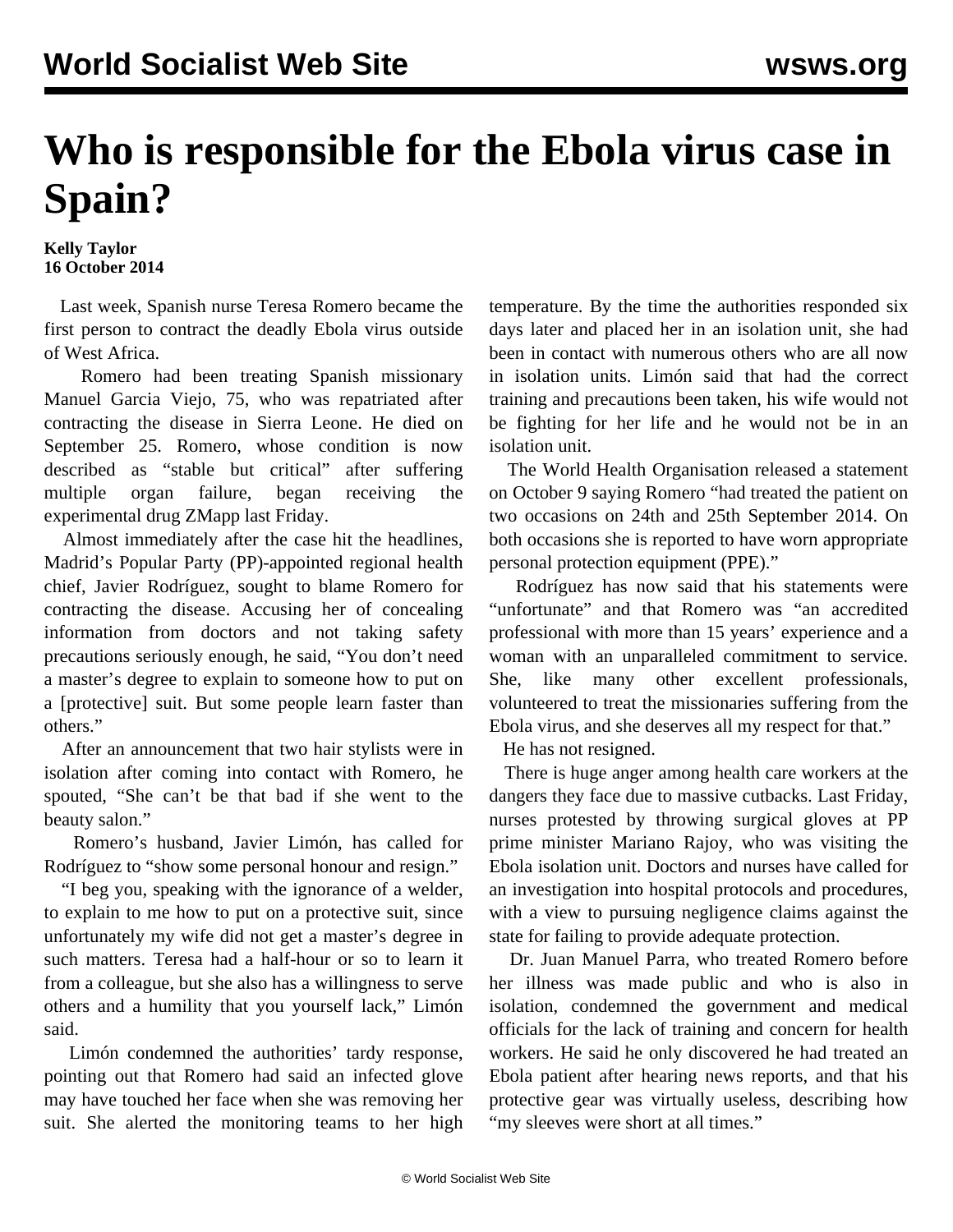# Who is responsible for the Ebola virus case in Spain?

**Kelly Taylor**
**16 October 2014**

Last week, Spanish nurse Teresa Romero became the first person to contract the deadly Ebola virus outside of West Africa.

Romero had been treating Spanish missionary Manuel Garcia Viejo, 75, who was repatriated after contracting the disease in Sierra Leone. He died on September 25. Romero, whose condition is now described as "stable but critical" after suffering multiple organ failure, began receiving the experimental drug ZMapp last Friday.

Almost immediately after the case hit the headlines, Madrid's Popular Party (PP)-appointed regional health chief, Javier Rodríguez, sought to blame Romero for contracting the disease. Accusing her of concealing information from doctors and not taking safety precautions seriously enough, he said, "You don't need a master's degree to explain to someone how to put on a [protective] suit. But some people learn faster than others."

After an announcement that two hair stylists were in isolation after coming into contact with Romero, he spouted, "She can't be that bad if she went to the beauty salon."

Romero's husband, Javier Limón, has called for Rodríguez to "show some personal honour and resign."

"I beg you, speaking with the ignorance of a welder, to explain to me how to put on a protective suit, since unfortunately my wife did not get a master's degree in such matters. Teresa had a half-hour or so to learn it from a colleague, but she also has a willingness to serve others and a humility that you yourself lack," Limón said.

Limón condemned the authorities' tardy response, pointing out that Romero had said an infected glove may have touched her face when she was removing her suit. She alerted the monitoring teams to her high temperature. By the time the authorities responded six days later and placed her in an isolation unit, she had been in contact with numerous others who are all now in isolation units. Limón said that had the correct training and precautions been taken, his wife would not be fighting for her life and he would not be in an isolation unit.

The World Health Organisation released a statement on October 9 saying Romero "had treated the patient on two occasions on 24th and 25th September 2014. On both occasions she is reported to have worn appropriate personal protection equipment (PPE)."

Rodríguez has now said that his statements were "unfortunate" and that Romero was "an accredited professional with more than 15 years' experience and a woman with an unparalleled commitment to service. She, like many other excellent professionals, volunteered to treat the missionaries suffering from the Ebola virus, and she deserves all my respect for that."

He has not resigned.

There is huge anger among health care workers at the dangers they face due to massive cutbacks. Last Friday, nurses protested by throwing surgical gloves at PP prime minister Mariano Rajoy, who was visiting the Ebola isolation unit. Doctors and nurses have called for an investigation into hospital protocols and procedures, with a view to pursuing negligence claims against the state for failing to provide adequate protection.

Dr. Juan Manuel Parra, who treated Romero before her illness was made public and who is also in isolation, condemned the government and medical officials for the lack of training and concern for health workers. He said he only discovered he had treated an Ebola patient after hearing news reports, and that his protective gear was virtually useless, describing how "my sleeves were short at all times."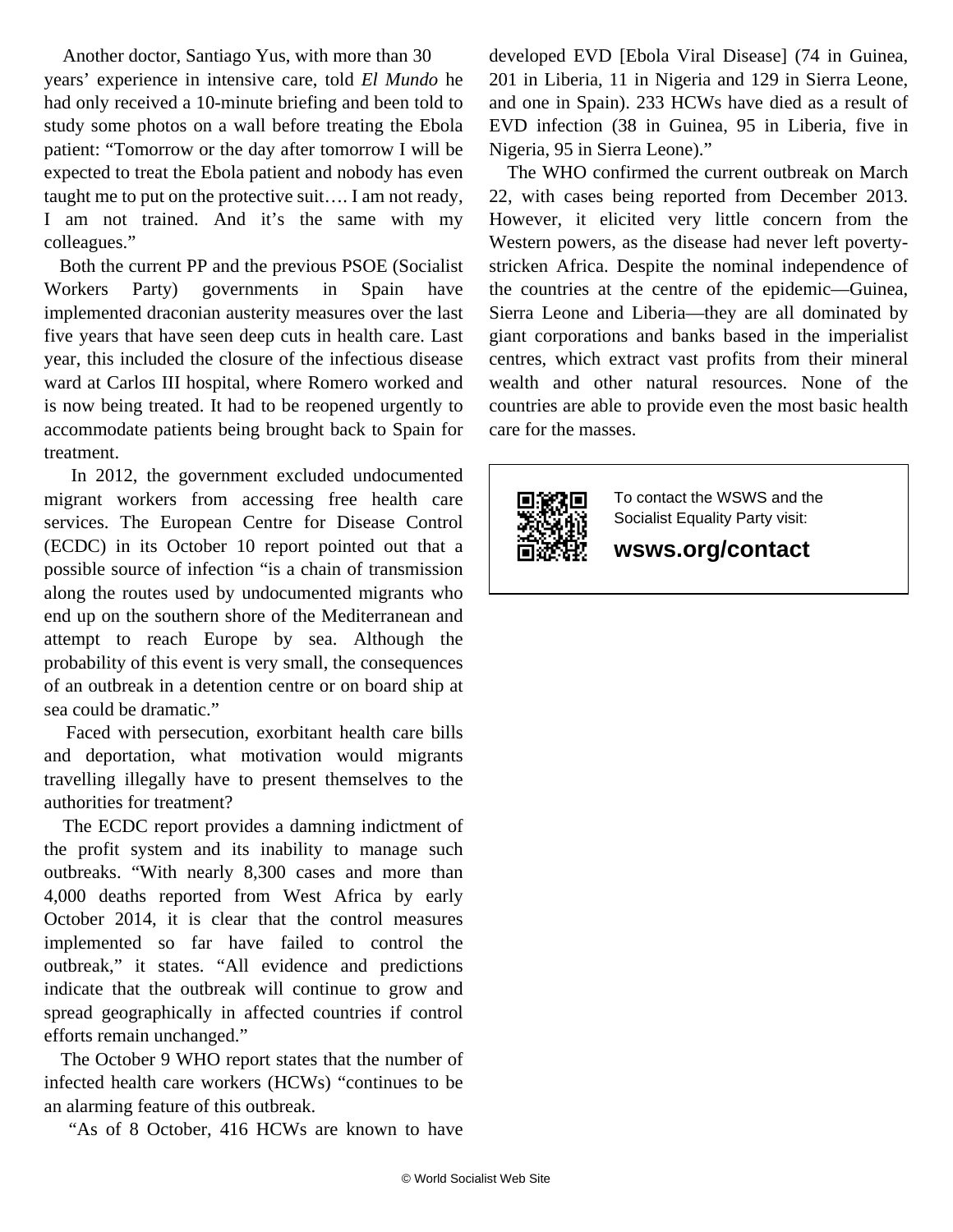Another doctor, Santiago Yus, with more than 30 years' experience in intensive care, told *El Mundo* he had only received a 10-minute briefing and been told to study some photos on a wall before treating the Ebola patient: "Tomorrow or the day after tomorrow I will be expected to treat the Ebola patient and nobody has even taught me to put on the protective suit…. I am not ready, I am not trained. And it's the same with my colleagues."

Both the current PP and the previous PSOE (Socialist Workers Party) governments in Spain have implemented draconian austerity measures over the last five years that have seen deep cuts in health care. Last year, this included the closure of the infectious disease ward at Carlos III hospital, where Romero worked and is now being treated. It had to be reopened urgently to accommodate patients being brought back to Spain for treatment.

In 2012, the government excluded undocumented migrant workers from accessing free health care services. The European Centre for Disease Control (ECDC) in its October 10 report pointed out that a possible source of infection "is a chain of transmission along the routes used by undocumented migrants who end up on the southern shore of the Mediterranean and attempt to reach Europe by sea. Although the probability of this event is very small, the consequences of an outbreak in a detention centre or on board ship at sea could be dramatic."

Faced with persecution, exorbitant health care bills and deportation, what motivation would migrants travelling illegally have to present themselves to the authorities for treatment?

The ECDC report provides a damning indictment of the profit system and its inability to manage such outbreaks. "With nearly 8,300 cases and more than 4,000 deaths reported from West Africa by early October 2014, it is clear that the control measures implemented so far have failed to control the outbreak," it states. "All evidence and predictions indicate that the outbreak will continue to grow and spread geographically in affected countries if control efforts remain unchanged."

The October 9 WHO report states that the number of infected health care workers (HCWs) "continues to be an alarming feature of this outbreak.

"As of 8 October, 416 HCWs are known to have developed EVD [Ebola Viral Disease] (74 in Guinea, 201 in Liberia, 11 in Nigeria and 129 in Sierra Leone, and one in Spain). 233 HCWs have died as a result of EVD infection (38 in Guinea, 95 in Liberia, five in Nigeria, 95 in Sierra Leone)."

The WHO confirmed the current outbreak on March 22, with cases being reported from December 2013. However, it elicited very little concern from the Western powers, as the disease had never left poverty-stricken Africa. Despite the nominal independence of the countries at the centre of the epidemic—Guinea, Sierra Leone and Liberia—they are all dominated by giant corporations and banks based in the imperialist centres, which extract vast profits from their mineral wealth and other natural resources. None of the countries are able to provide even the most basic health care for the masses.

To contact the WSWS and the Socialist Equality Party visit:

**wsws.org/contact**